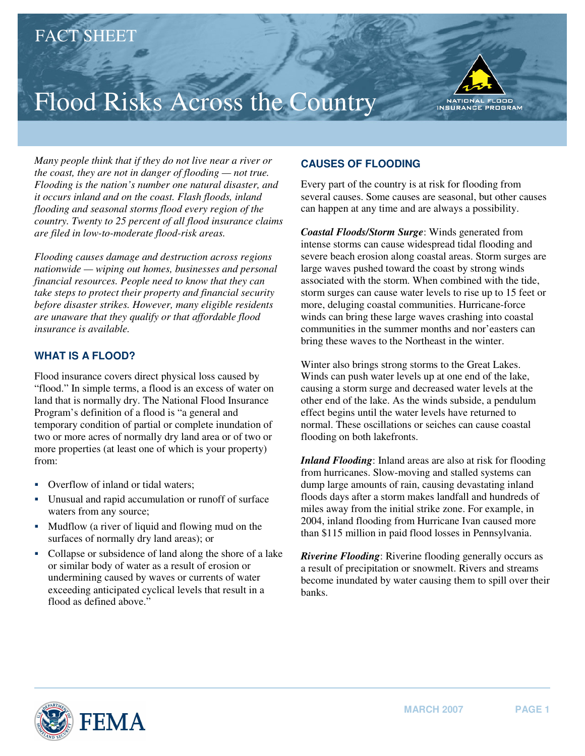FACT SHEET

# Flood Risks Across the Country

*Many people think that if they do not live near a river or the coast, they are not in danger of flooding — not true. Flooding is the nation's number one natural disaster, and it occurs inland and on the coast. Flash floods, inland flooding and seasonal storms flood every region of the country. Twenty to 25 percent of all flood insurance claims are filed in low-to-moderate flood-risk areas.*

*Flooding causes damage and destruction across regions nationwide — wiping out homes, businesses and personal financial resources. People need to know that they can take steps to protect their property and financial security before disaster strikes. However, many eligible residents are unaware that they qualify or that affordable flood insurance is available.*

## WHAT IS A FLOOD?

Flood insurance covers direct physical loss caused by "flood." In simple terms, a flood is an excess of water on land that is normally dry. The National Flood Insurance Program's definition of a flood is "a general and temporary condition of partial or complete inundation of two or more acres of normally dry land area or of two or more properties (at least one of which is your property) from:

- Overflow of inland or tidal waters;
- Unusual and rapid accumulation or runoff of surface waters from any source;
- Mudflow (a river of liquid and flowing mud on the surfaces of normally dry land areas); or
- Collapse or subsidence of land along the shore of a lake or similar body of water as a result of erosion or undermining caused by waves or currents of water exceeding anticipated cyclical levels that result in a flood as defined above."

## CAUSES OF FLOODING

Every part of the country is at risk for flooding from several causes. Some causes are seasonal, but other causes can happen at any time and are always a possibility.

***Coastal Floods/Storm Surge***: Winds generated from intense storms can cause widespread tidal flooding and severe beach erosion along coastal areas. Storm surges are large waves pushed toward the coast by strong winds associated with the storm. When combined with the tide, storm surges can cause water levels to rise up to 15 feet or more, deluging coastal communities. Hurricane-force winds can bring these large waves crashing into coastal communities in the summer months and nor'easters can bring these waves to the Northeast in the winter.

Winter also brings strong storms to the Great Lakes. Winds can push water levels up at one end of the lake, causing a storm surge and decreased water levels at the other end of the lake. As the winds subside, a pendulum effect begins until the water levels have returned to normal. These oscillations or seiches can cause coastal flooding on both lakefronts.

***Inland Flooding***: Inland areas are also at risk for flooding from hurricanes. Slow-moving and stalled systems can dump large amounts of rain, causing devastating inland floods days after a storm makes landfall and hundreds of miles away from the initial strike zone. For example, in 2004, inland flooding from Hurricane Ivan caused more than $115 million in paid flood losses in Pennsylvania.

***Riverine Flooding***: Riverine flooding generally occurs as a result of precipitation or snowmelt. Rivers and streams become inundated by water causing them to spill over their banks.

MARCH 2007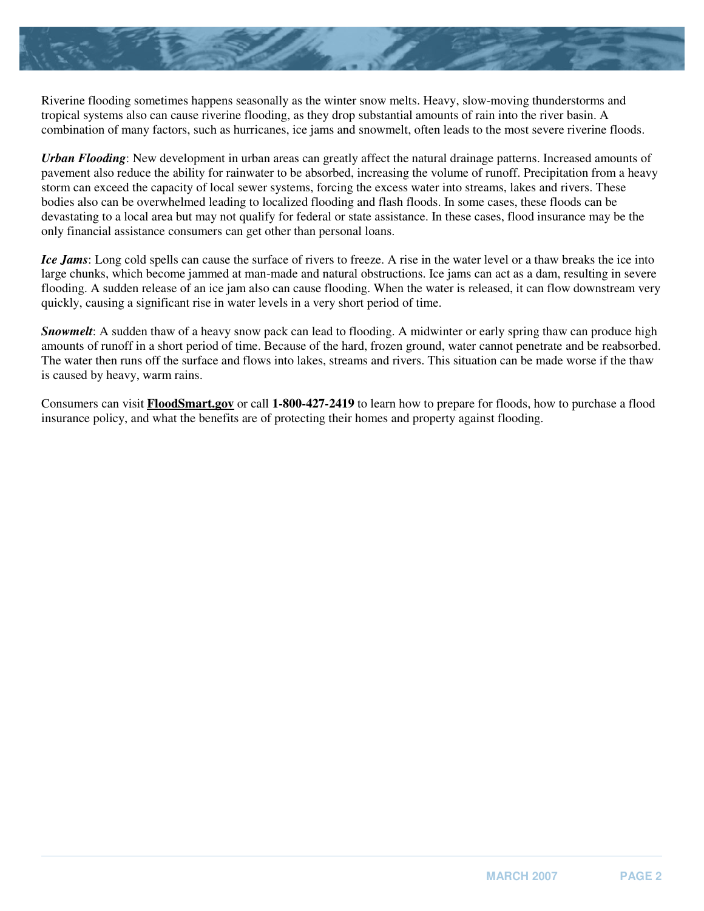Riverine flooding sometimes happens seasonally as the winter snow melts. Heavy, slow-moving thunderstorms and tropical systems also can cause riverine flooding, as they drop substantial amounts of rain into the river basin. A combination of many factors, such as hurricanes, ice jams and snowmelt, often leads to the most severe riverine floods.

***Urban Flooding***: New development in urban areas can greatly affect the natural drainage patterns. Increased amounts of pavement also reduce the ability for rainwater to be absorbed, increasing the volume of runoff. Precipitation from a heavy storm can exceed the capacity of local sewer systems, forcing the excess water into streams, lakes and rivers. These bodies also can be overwhelmed leading to localized flooding and flash floods. In some cases, these floods can be devastating to a local area but may not qualify for federal or state assistance. In these cases, flood insurance may be the only financial assistance consumers can get other than personal loans.

***Ice Jams***: Long cold spells can cause the surface of rivers to freeze. A rise in the water level or a thaw breaks the ice into large chunks, which become jammed at man-made and natural obstructions. Ice jams can act as a dam, resulting in severe flooding. A sudden release of an ice jam also can cause flooding. When the water is released, it can flow downstream very quickly, causing a significant rise in water levels in a very short period of time.

***Snowmelt***: A sudden thaw of a heavy snow pack can lead to flooding. A midwinter or early spring thaw can produce high amounts of runoff in a short period of time. Because of the hard, frozen ground, water cannot penetrate and be reabsorbed. The water then runs off the surface and flows into lakes, streams and rivers. This situation can be made worse if the thaw is caused by heavy, warm rains.

Consumers can visit **FloodSmart.gov** or call **1-800-427-2419** to learn how to prepare for floods, how to purchase a flood insurance policy, and what the benefits are of protecting their homes and property against flooding.